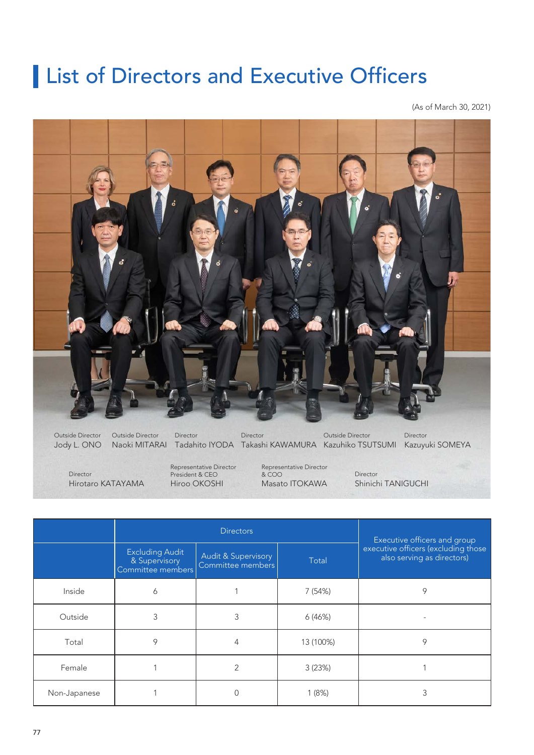# List of Directors and Executive Officers

(As of March 30, 2021)

Outside Director
Jody L. ONO

Outside Director
Naoki MITARAI

Director
Tadahito IYODA

Director
Takashi KAWAMURA

Outside Director
Kazuhiko TSUTSUMI

Director
Kazuyuki SOMEYA

Director
Hirotaro KATAYAMA

Representative Director
President & CEO
Hiroo OKOSHI

Representative Director
& COO
Masato ITOKAWA

Director
Shinichi TANIGUCHI

| | Directors | | | Executive officers and group executive officers (excluding those also serving as directors) |
|---|---|---|---|---|
| | Excluding Audit & Supervisory Committee members | Audit & Supervisory Committee members | Total | |
| Inside | 6 | 1 | 7 (54%) | 9 |
| Outside | 3 | 3 | 6 (46%) | - |
| Total | 9 | 4 | 13 (100%) | 9 |
| Female | 1 | 2 | 3 (23%) | 1 |
| Non-Japanese | 1 | 0 | 1 (8%) | 3 |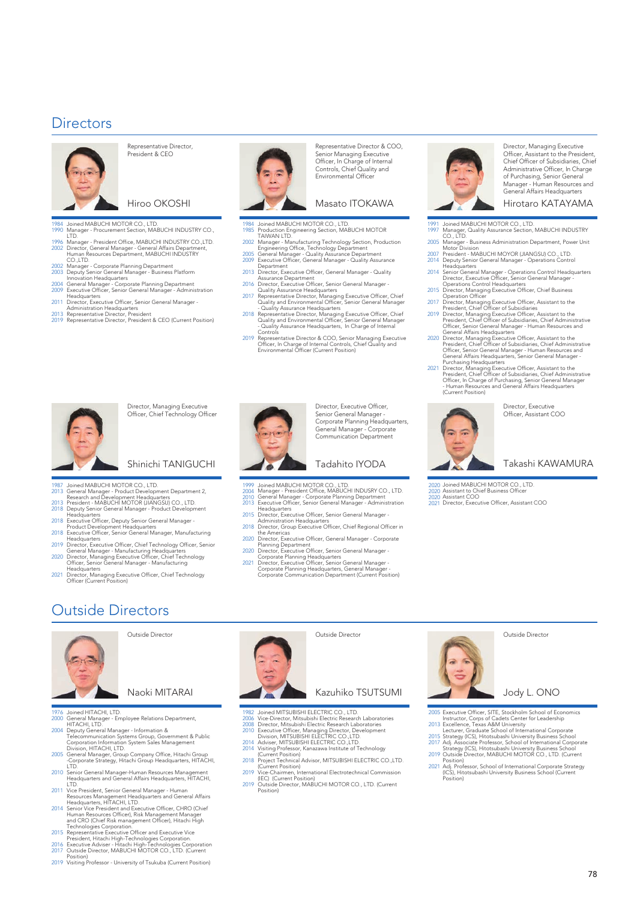# Directors

### Hiroo OKOSHI

Representative Director, President & CEO

- 1984 Joined MABUCHI MOTOR CO., LTD.
- 1990 Manager - Procurement Section, MABUCHI INDUSTRY CO., LTD.
- 1996 Manager - President Office, MABUCHI INDUSTRY CO.,LTD.
- 2002 Director, General Manager - General Affairs Department, Human Resources Department, MABUCHI INDUSTRY CO.,LTD.
- 2002 Manager - Corporate Planning Department
- 2003 Deputy Senior General Manager - Business Platform Innovation Headquarters
- 2004 General Manager - Corporate Planning Department
- 2009 Executive Officer, Senior General Manager - Administration Headquarters
- 2011 Director, Executive Officer, Senior General Manager - Administration Headquarters
- 2013 Representative Director, President
- 2019 Representative Director, President & CEO (Current Position)

### Masato ITOKAWA

Representative Director & COO, Senior Managing Executive Officer, In Charge of Internal Controls, Chief Quality and Environmental Officer

- 1984 Joined MABUCHI MOTOR CO., LTD.
- 1985 Production Engineering Section, MABUCHI MOTOR TAIWAN LTD.
- 2002 Manager - Manufacturing Technology Section, Production Engineering Office, Technology Department
- 2005 General Manager - Quality Assurance Department
- 2009 Executive Officer, General Manager - Quality Assurance Department
- 2013 Director, Executive Officer, General Manager - Quality Assurance Department
- 2016 Director, Executive Officer, Senior General Manager - Quality Assurance Headquarters
- 2017 Representative Director, Managing Executive Officer, Chief Quality and Environmental Officer, Senior General Manager - Quality Assurance Headquarters
- 2018 Representative Director, Managing Executive Officer, Chief Quality and Environmental Officer, Senior General Manager - Quality Assurance Headquarters, In Charge of Internal Controls
- 2019 Representative Director & COO, Senior Managing Executive Officer, In Charge of Internal Controls, Chief Quality and Environmental Officer (Current Position)

### Hirotaro KATAYAMA

Director, Managing Executive Officer, Assistant to the President, Chief Officer of Subsidiaries, Chief Administrative Officer, In Charge of Purchasing, Senior General Manager - Human Resources and General Affairs Headquarters

- 1991 Joined MABUCHI MOTOR CO., LTD.
- 1997 Manager, Quality Assurance Section, MABUCHI INDUSTRY CO., LTD.
- 2005 Manager - Business Administration Department, Power Unit Motor Division
- 2007 President - MABUCHI MOYOR (JIANGSU) CO., LTD.
- 2014 Deputy Senior General Manager - Operations Control Headquarters
- 2014 Senior General Manager - Operations Control Headquarters Director, Executive Officer, Senior General Manager - Operations Control Headquarters
- 2015 Director, Managing Executive Officer, Chief Business Operation Officer
- 2017 Director, Managing Executive Officer, Assistant to the President, Chief Officer of Subsidiaries
- 2019 Director, Managing Executive Officer, Assistant to the President, Chief Officer of Subsidiaries, Chief Administrative Officer, Senior General Manager - Human Resources and General Affairs Headquarters
- 2020 Director, Managing Executive Officer, Assistant to the President, Chief Officer of Subsidiaries, Chief Administrative Officer, Senior General Manager - Human Resources and General Affairs Headquarters, Senior General Manager - Purchasing Headquarters
- 2021 Director, Managing Executive Officer, Assistant to the President, Chief Officer of Subsidiaries, Chief Administrative Officer, In Charge of Purchasing, Senior General Manager - Human Resources and General Affairs Headquarters (Current Position)

### Shinichi TANIGUCHI

Director, Managing Executive Officer, Chief Technology Officer

- 1987 Joined MABUCHI MOTOR CO., LTD.
- 2013 General Manager - Product Development Department 2, Research and Development Headquarters
- 2013 President - MABUCHI MOTOR (JIANGSU) CO., LTD.
- 2018 Deputy Senior General Manager - Product Development Headquarters
- 2018 Executive Officer, Deputy Senior General Manager - Product Development Headquarters
- 2018 Executive Officer, Senior General Manager, Manufacturing Headquarters
- 2019 Director, Executive Officer, Chief Technology Officer, Senior General Manager - Manufacturing Headquarters
- 2020 Director, Managing Executive Officer, Chief Technology Officer, Senior General Manager - Manufacturing Headquarters
- 2021 Director, Managing Executive Officer, Chief Technology Officer (Current Position)

### Tadahito IYODA

Director, Executive Officer, Senior General Manager - Corporate Planning Headquarters, General Manager - Corporate Communication Department

- 1999 Joined MABUCHI MOTOR CO., LTD.
- 2004 Manager - President Office, MABUCHI INDUSRY CO., LTD.
- 2010 General Manager - Corporate Planning Department
- 2013 Executive Officer, Senior General Manager - Administration Headquarters
- 2015 Director, Executive Officer, Senior General Manager - Administration Headquarters
- 2018 Director, Group Executive Officer, Chief Regional Officer in the Americas
- 2020 Director, Executive Officer, General Manager - Corporate Planning Department
- 2020 Director, Executive Officer, Senior General Manager - Corporate Planning Headquarters
- 2021 Director, Executive Officer, Senior General Manager - Corporate Planning Headquarters, General Manager - Corporate Communication Department (Current Position)

### Takashi KAWAMURA

Director, Executive Officer, Assistant COO

- 2020 Joined MABUCHI MOTOR CO., LTD.
- 2020 Assistant to Chief Business Officer
- 2020 Assistant COO
- 2021 Director, Executive Officer, Assistant COO

# Outside Directors

### Naoki MITARAI

Outside Director

- 1976 Joined HITACHI, LTD.
- 2000 General Manager - Employee Relations Department, HITACHI, LTD.
- 2004 Deputy General Manager - Information & Telecommunication Systems Group, Government & Public Corporation Information System Sales Management Division, HITACHI, LTD.
- 2005 General Manager, Group Company Office, Hitachi Group -Corporate Strategy, Hitachi Group Headquarters, HITACHI, LTD.
- 2010 Senior General Manager-Human Resources Management Headquarters and General Affairs Headquarters, HITACHI, LTD.
- 2011 Vice President, Senior General Manager - Human Resources Management Headquarters and General Affairs Headquarters, HITACHI, LTD.
- 2014 Senior Vice President and Executive Officer, CHRO (Chief Human Resources Officer), Risk Management Manager and CRO (Chief Risk management Officer), Hitachi High Technologies Corporation.
- 2015 Representative Executive Officer and Executive Vice President, Hitachi High-Technologies Corporation.
- 2016 Executive Adviser - Hitachi High-Technologies Corporation
- 2017 Outside Director, MABUCHI MOTOR CO., LTD. (Current Position)
- 2019 Visiting Professor - University of Tsukuba (Current Position)

### Kazuhiko TSUTSUMI

Outside Director

- 1982 Joined MITSUBISHI ELECTRIC CO., LTD.
- 2006 Vice-Director, Mitsubishi Electric Research Laboratories
- 2008 Director, Mitsubishi Electric Research Laboratories
- 2010 Executive Officer, Managing Director, Development Division, MITSUBISHI ELECTRIC CO.,LTD.
- 2014 Adviser, MITSUBISHI ELECTRIC CO.,LTD.
- 2014 Visiting Professor, Kanazawa Institute of Technology (Current Position)
- 2018 Project Technical Advisor, MITSUBISHI ELECTRIC CO.,LTD. (Current Position)
- 2019 Vice-Chairmen, International Electrotechnical Commission (IEC) (Current Position)
- 2019 Outside Director, MABUCHI MOTOR CO., LTD. (Current Position)

### Jody L. ONO

Outside Director

- 2005 Executive Officer, SITE, Stockholm School of Economics Instructor, Corps of Cadets Center for Leadership
- 2013 Excellence, Texas A&M University Lecturer, Graduate School of International Corporate
- 2015 Strategy (ICS), Hitotsubashi University Business School
- 2017 Adj. Associate Professor, School of International Corporate Strategy (ICS), Hitotsubashi University Business School
- 2019 Outside Director, MABUCHI MOTOR CO., LTD. (Current Position)
- 2021 Adj. Professor, School of International Corporate Strategy (ICS), Hitotsubashi University Business School (Current Position)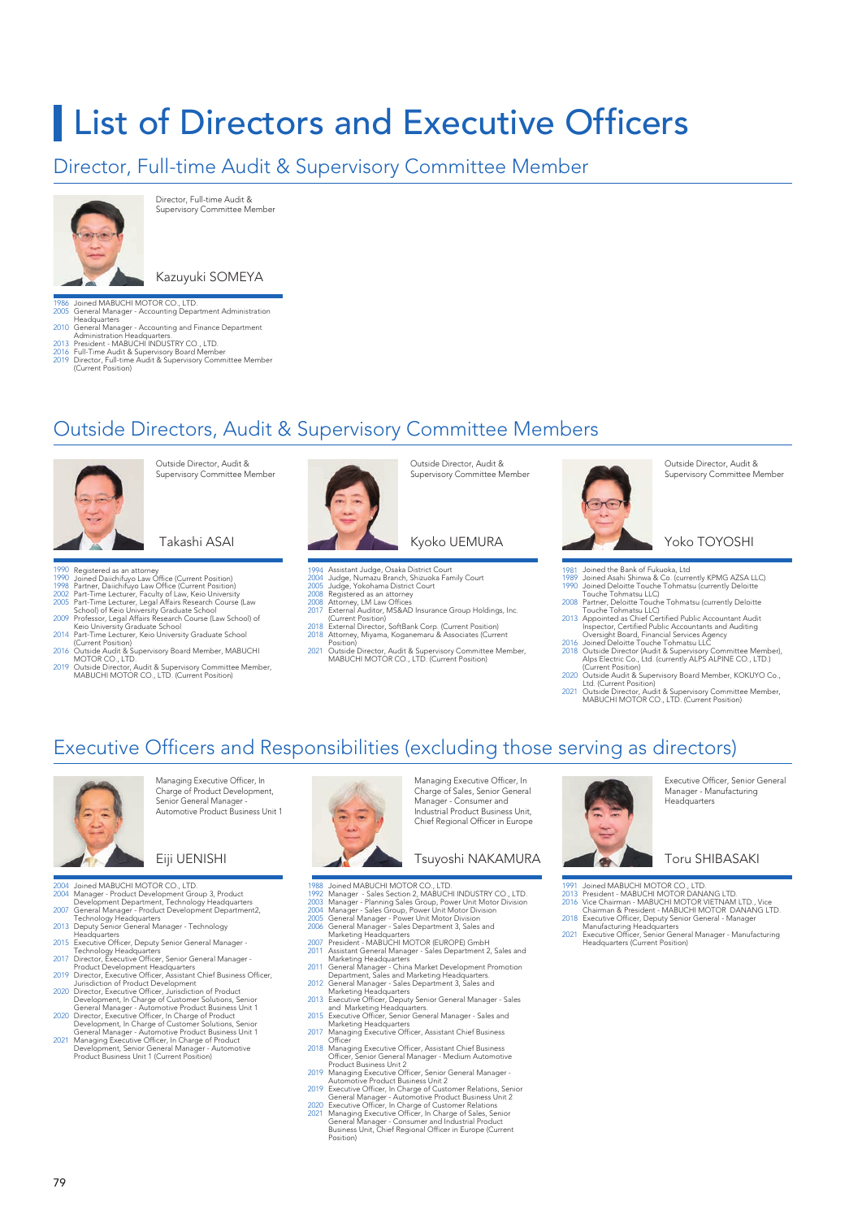# List of Directors and Executive Officers

## Director, Full-time Audit & Supervisory Committee Member

### Kazuyuki SOMEYA

Director, Full-time Audit & Supervisory Committee Member

- 1986 Joined MABUCHI MOTOR CO., LTD.
- 2005 General Manager - Accounting Department Administration Headquarters
- 2010 General Manager - Accounting and Finance Department Administration Headquarters
- 2013 President - MABUCHI INDUSTRY CO., LTD.
- 2016 Full-Time Audit & Supervisory Board Member
- 2019 Director, Full-time Audit & Supervisory Committee Member (Current Position)

## Outside Directors, Audit & Supervisory Committee Members

### Takashi ASAI

Outside Director, Audit & Supervisory Committee Member

- 1990 Registered as an attorney
- 1990 Joined Daiichifuyo Law Office (Current Position)
- 1998 Partner, Daiichifuyo Law Office (Current Position)
- 2002 Part-Time Lecturer, Faculty of Law, Keio University
- 2005 Part-Time Lecturer, Legal Affairs Research Course (Law School) of Keio University Graduate School
- 2009 Professor, Legal Affairs Research Course (Law School) of Keio University Graduate School
- 2014 Part-Time Lecturer, Keio University Graduate School (Current Position)
- 2016 Outside Audit & Supervisory Board Member, MABUCHI MOTOR CO., LTD.
- 2019 Outside Director, Audit & Supervisory Committee Member, MABUCHI MOTOR CO., LTD. (Current Position)

### Kyoko UEMURA

Outside Director, Audit & Supervisory Committee Member

- 1994 Assistant Judge, Osaka District Court
- 2004 Judge, Numazu Branch, Shizuoka Family Court
- 2005 Judge, Yokohama District Court
- 2008 Registered as an attorney
- 2008 Attorney, LM Law Offices
- 2017 External Auditor, MS&AD Insurance Group Holdings, Inc. (Current Position)
- 2018 External Director, SoftBank Corp. (Current Position)
- 2018 Attorney, Miyama, Koganemaru & Associates (Current Position)
- 2021 Outside Director, Audit & Supervisory Committee Member, MABUCHI MOTOR CO., LTD. (Current Position)

### Yoko TOYOSHI

Outside Director, Audit & Supervisory Committee Member

- 1981 Joined the Bank of Fukuoka, Ltd
- 1989 Joined Asahi Shinwa & Co. (currently KPMG AZSA LLC)
- 1990 Joined Deloitte Touche Tohmatsu (currently Deloitte Touche Tohmatsu LLC)
- 2008 Partner, Deloitte Touche Tohmatsu (currently Deloitte Touche Tohmatsu LLC)
- 2013 Appointed as Chief Certified Public Accountant Audit Inspector, Certified Public Accountants and Auditing Oversight Board, Financial Services Agency
- 2016 Joined Deloitte Touche Tohmatsu LLC
- 2018 Outside Director (Audit & Supervisory Committee Member), Alps Electric Co., Ltd. (currently ALPS ALPINE CO., LTD.) (Current Position)
- 2020 Outside Audit & Supervisory Board Member, KOKUYO Co., Ltd. (Current Position)
- 2021 Outside Director, Audit & Supervisory Committee Member, MABUCHI MOTOR CO., LTD. (Current Position)

## Executive Officers and Responsibilities (excluding those serving as directors)

### Eiji UENISHI

Managing Executive Officer, In Charge of Product Development, Senior General Manager - Automotive Product Business Unit 1

- 2004 Joined MABUCHI MOTOR CO., LTD.
- 2004 Manager - Product Development Group 3, Product Development Department, Technology Headquarters
- 2007 General Manager - Product Development Department2, Technology Headquarters
- 2013 Deputy Senior General Manager - Technology Headquarters
- 2015 Executive Officer, Deputy Senior General Manager - Technology Headquarters
- 2017 Director, Executive Officer, Senior General Manager - Product Development Headquarters
- 2019 Director, Executive Officer, Assistant Chief Business Officer, Jurisdiction of Product Development
- 2020 Director, Executive Officer, Jurisdiction of Product Development, In Charge of Customer Solutions, Senior General Manager - Automotive Product Business Unit 1
- 2020 Director, Executive Officer, In Charge of Product Development, In Charge of Customer Solutions, Senior General Manager - Automotive Product Business Unit 1
- 2021 Managing Executive Officer, In Charge of Product Development, Senior General Manager - Automotive Product Business Unit 1 (Current Position)

### Tsuyoshi NAKAMURA

Managing Executive Officer, In Charge of Sales, Senior General Manager - Consumer and Industrial Product Business Unit, Chief Regional Officer in Europe

- 1988 Joined MABUCHI MOTOR CO., LTD.
- 1992 Manager - Sales Section 2, MABUCHI INDUSTRY CO., LTD.
- 2003 Manager - Planning Sales Group, Power Unit Motor Division
- 2004 Manager - Sales Group, Power Unit Motor Division
- 2005 General Manager - Power Unit Motor Division
- 2006 General Manager - Sales Department 3, Sales and Marketing Headquarters
- 2007 President - MABUCHI MOTOR (EUROPE) GmbH
- 2011 Assistant General Manager - Sales Department 3, Sales and Marketing Headquarters
- 2011 General Manager - China Market Development Promotion Department, Sales and Marketing Headquarters
- 2012 General Manager - Sales Department 3, Sales and Marketing Headquarters
- 2013 Executive Officer, Deputy Senior General Manager - Sales and Marketing Headquarters
- 2015 Executive Officer, Senior General Manager - Sales and Marketing Headquarters
- 2017 Managing Executive Officer, Assistant Chief Business Officer
- 2018 Managing Executive Officer, Assistant Chief Business Officer, Senior General Manager - Medium Automotive Product Business Unit 2
- 2019 Managing Executive Officer, Senior General Manager - Automotive Product Business Unit 2
- 2019 Executive Officer, In Charge of Customer Relations, Senior General Manager - Automotive Product Business Unit 2
- 2020 Executive Officer, In Charge of Customer Relations
- 2021 Managing Executive Officer, In Charge of Sales, Senior General Manager - Consumer and Industrial Product Business Unit, Chief Regional Officer in Europe (Current Position)

### Toru SHIBASAKI

Executive Officer, Senior General Manager - Manufacturing Headquarters

- 1991 Joined MABUCHI MOTOR CO., LTD.
- 2013 President - MABUCHI MOTOR DANANG LTD.
- 2016 Vice Chairman - MABUCHI MOTOR VIETNAM LTD., Vice Chairman & President - MABUCHI MOTOR DANANG LTD.
- 2018 Executive Officer, Deputy Senior General - Manager Manufacturing Headquarters
- 2021 Executive Officer, Senior General Manager - Manufacturing Headquarters (Current Position)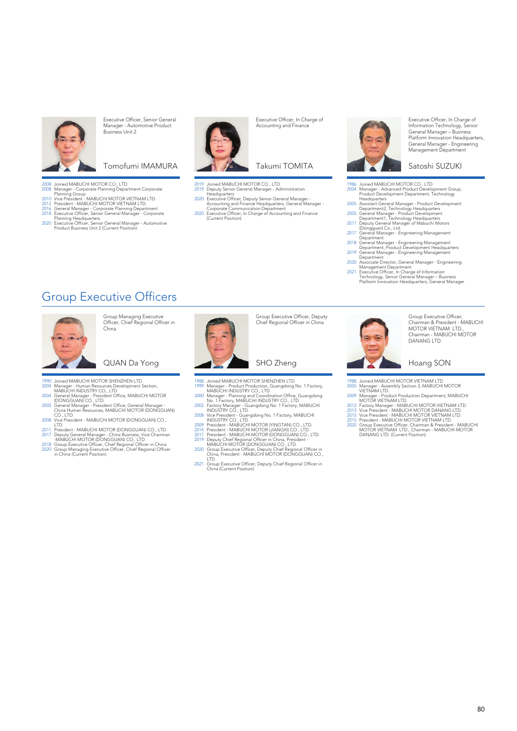Executive Officer, Senior General Manager - Automotive Product Business Unit 2

### Tomofumi IMAMURA

2008 Joined MABUCHI MOTOR CO., LTD.
2008 Manager - Corporate Planning Department Corporate Planning Group
2010 Vice President - MABUCHI MOTOR VIETNAM LTD.
2012 President - MABUCHI MOTOR VIETNAM LTD.
2016 General Manager - Corporate Planning Department
2018 Executive Officer, Senior General Manager - Corporate Planning Headquarters.
2020 Executive Officer, Senior General Manager - Automotive Product Business Unit 2 (Current Position)

Executive Officer, In Charge of Accounting and Finance

### Takumi TOMITA

2019 Joined MABUCHI MOTOR CO., LTD.
2019 Deputy Senior General Manager - Administration Headquarters
2020 Executive Officer, Deputy Senior General Manager - Accounting and Finance Headquarters, General Manager - Corporate Communication Department
2020 Executive Officer, In Charge of Accounting and Finance (Current Position)

Executive Officer, In Charge of Information Technology, Senior General Manager – Business Platform Innovation Headquarters, General Manager - Engineering Management Department

### Satoshi SUZUKI

1986 Joined MABUCHI MOTOR CO., LTD.
2004 Manager - Advanced Product Development Group, Product Development Department, Technology Headquarters
2005 Assistant General Manager - Product Development Department2, Technology Headquarters
2005 General Manager - Product Development Department1, Technology Headquarters
2011 Deputy General Manager of Mabuchi Motors (Dongguan) Co., Ltd.
2017 General Manager - Engineering Management Department
2018 General Manager - Engineering Management Department, Product Development Headquarters
2019 General Manager - Engineering Management Department
2020 Associate Director, General Manager - Engineering Management Department
2021 Executive Officer, In Charge of Information Technology, Senior General Manager – Business Platform Innovation Headquarters, General Manager

## Group Executive Officers

Group Managing Executive Officer, Chief Regional Officer in China

### QUAN Da Yong

1990 Joined MABUCHI MOTOR SHENZHEN LTD.
2004 Manager - Human Resources Development Section, MABUCHI INDUSTRY CO., LTD
2004 General Manager - President Office, MABUCHI MOTOR (DONGGUAN) CO., LTD.
2005 General Manager - President Office, General Manager - China Human Resources, MABUCHI MOTOR (DONGGUAN) CO., LTD.
2008 Vice President - MABUCHI MOTOR (DONGGUAN) CO., LTD.
2011 President - MABUCHI MOTOR (DONGGUAN) CO., LTD.
2017 Deputy General Manager - China Business, Vice Chairman -MABUCHI MOTOR (DONGGUAN) CO., LTD.
2018 Group Executive Officer, Chief Regional Officer in China
2020 Group Managing Executive Officer, Chief Regional Officer in China (Current Position)

Group Executive Officer, Deputy Chief Regional Officer in China

### SHO Zheng

1988 Joined MABUCHI MOTOR SHENZHEN LTD.
1999 Manager - Product Production, Guangdong No. 1 Factory, MABUCHI INDUSTRY CO., LTD.
2000 Manager - Planning and Coordination Office, Guangdong No. 1 Factory, MABUCHI INDUSTRY CO., LTD.
2002 Factory Manager - Guangdong No. 1 Factory, MABUCHI INDUSTRY CO., LTD.
2008 Vice President - Guangdong No. 1 Factory, MABUCHI INDUSTRY CO., LTD.
2009 President - MABUCHI MOTOR (YINGTAN) CO., LTD.
2014 President - MABUCHI MOTOR (JIANGXI) CO., LTD.
2017 President - MABUCHI MOTOR (DONGGUAN) CO., LTD.
2019 Deputy Chief Regional Officer in China, President - MABUCHI MOTOR (DONGGUAN) CO., LTD.
2020 Group Executive Officer, Deputy Chief Regional Officer in China, President - MABUCHI MOTOR (DONGGUAN) CO., LTD.
2021 Group Executive Officer, Deputy Chief Regional Officer in China (Current Position)

Group Executive Officer, Chairman & President - MABUCHI MOTOR VIETNAM LTD., Chairman - MABUCHI MOTOR DANANG LTD.

### Hoang SON

1988 Joined MABUCHI MOTOR VIETNAM LTD.
2005 Manager - Assembly Section 3, MABUCHI MOTOR VIETNAM LTD.
2009 Manager - Product Production Department, MABUCHI MOTOR VIETNAM LTD.
2012 Factory Manager - MABUCHI MOTOR VIETNAM LTD.
2013 Vice President - MABUCHI MOTOR DANANG LTD.
2015 Vice President - MABUCHI MOTOR VIETNAM LTD.
2015 President - MABUCHI MOTOR VIETNAM LTD.
2020 Group Executive Officer, Chairman & President - MABUCHI MOTOR VIETNAM LTD., Chairman - MABUCHI MOTOR DANANG LTD. (Current Position)